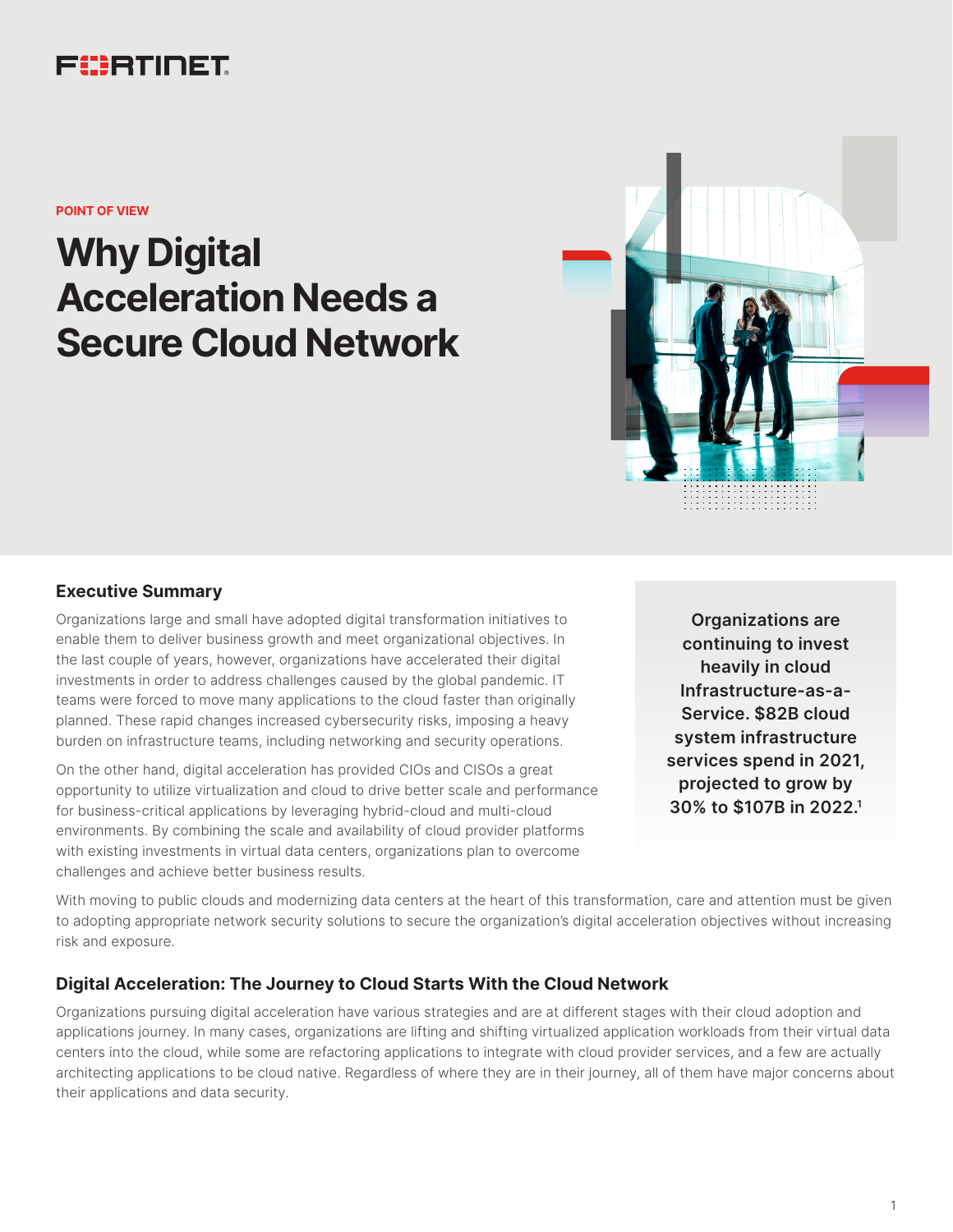FORTINET

POINT OF VIEW

# Why Digital Acceleration Needs a Secure Cloud Network

## Executive Summary

Organizations large and small have adopted digital transformation initiatives to enable them to deliver business growth and meet organizational objectives. In the last couple of years, however, organizations have accelerated their digital investments in order to address challenges caused by the global pandemic. IT teams were forced to move many applications to the cloud faster than originally planned. These rapid changes increased cybersecurity risks, imposing a heavy burden on infrastructure teams, including networking and security operations.

On the other hand, digital acceleration has provided CIOs and CISOs a great opportunity to utilize virtualization and cloud to drive better scale and performance for business-critical applications by leveraging hybrid-cloud and multi-cloud environments. By combining the scale and availability of cloud provider platforms with existing investments in virtual data centers, organizations plan to overcome challenges and achieve better business results.

**Organizations are continuing to invest heavily in cloud Infrastructure-as-a-Service. $82B cloud system infrastructure services spend in 2021, projected to grow by 30% to $107B in 2022.[1]**

With moving to public clouds and modernizing data centers at the heart of this transformation, care and attention must be given to adopting appropriate network security solutions to secure the organization's digital acceleration objectives without increasing risk and exposure.

## Digital Acceleration: The Journey to Cloud Starts With the Cloud Network

Organizations pursuing digital acceleration have various strategies and are at different stages with their cloud adoption and applications journey. In many cases, organizations are lifting and shifting virtualized application workloads from their virtual data centers into the cloud, while some are refactoring applications to integrate with cloud provider services, and a few are actually architecting applications to be cloud native. Regardless of where they are in their journey, all of them have major concerns about their applications and data security.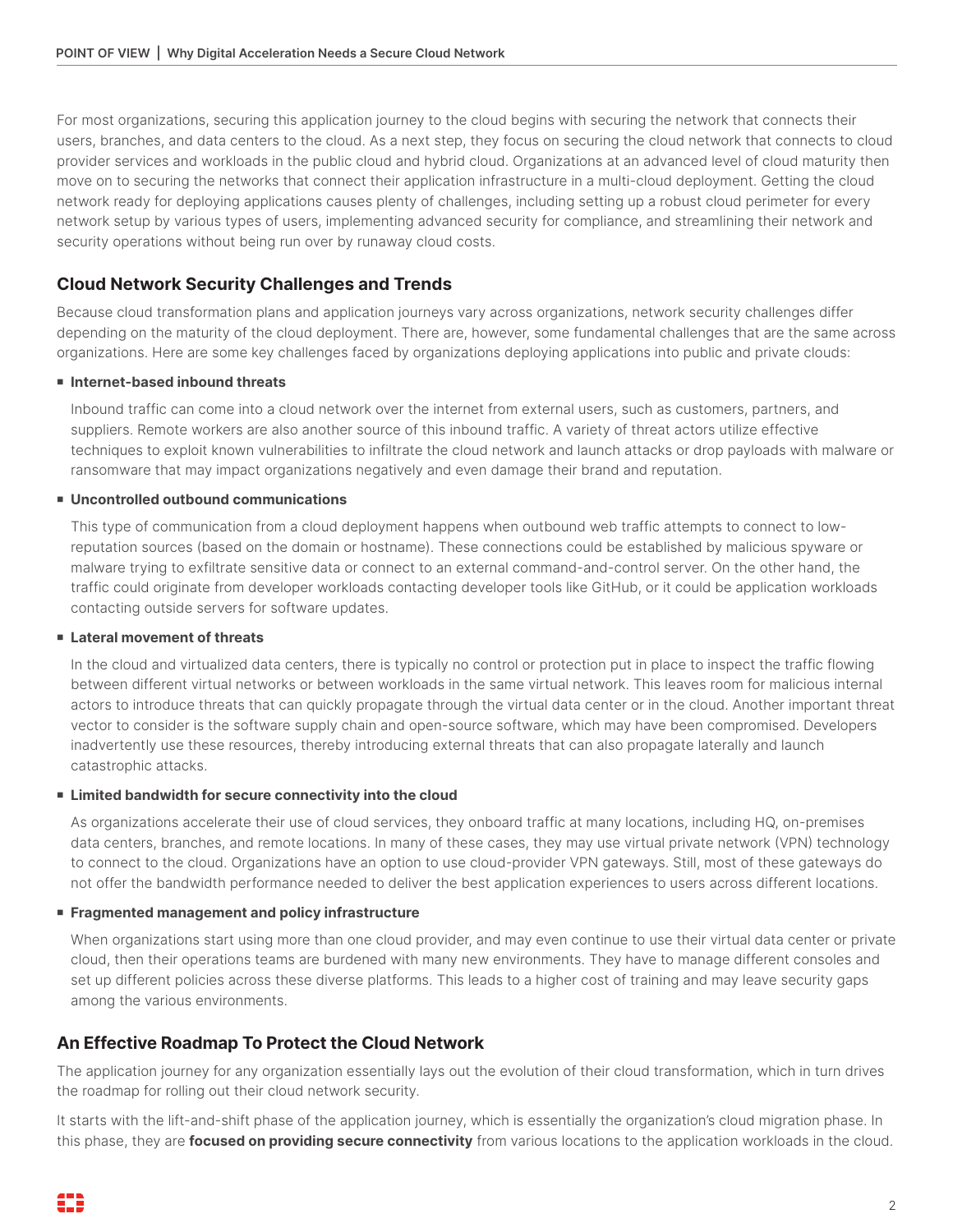For most organizations, securing this application journey to the cloud begins with securing the network that connects their users, branches, and data centers to the cloud. As a next step, they focus on securing the cloud network that connects to cloud provider services and workloads in the public cloud and hybrid cloud. Organizations at an advanced level of cloud maturity then move on to securing the networks that connect their application infrastructure in a multi-cloud deployment. Getting the cloud network ready for deploying applications causes plenty of challenges, including setting up a robust cloud perimeter for every network setup by various types of users, implementing advanced security for compliance, and streamlining their network and security operations without being run over by runaway cloud costs.

## Cloud Network Security Challenges and Trends

Because cloud transformation plans and application journeys vary across organizations, network security challenges differ depending on the maturity of the cloud deployment. There are, however, some fundamental challenges that are the same across organizations. Here are some key challenges faced by organizations deploying applications into public and private clouds:

- **Internet-based inbound threats**

  Inbound traffic can come into a cloud network over the internet from external users, such as customers, partners, and suppliers. Remote workers are also another source of this inbound traffic. A variety of threat actors utilize effective techniques to exploit known vulnerabilities to infiltrate the cloud network and launch attacks or drop payloads with malware or ransomware that may impact organizations negatively and even damage their brand and reputation.

- **Uncontrolled outbound communications**

  This type of communication from a cloud deployment happens when outbound web traffic attempts to connect to low-reputation sources (based on the domain or hostname). These connections could be established by malicious spyware or malware trying to exfiltrate sensitive data or connect to an external command-and-control server. On the other hand, the traffic could originate from developer workloads contacting developer tools like GitHub, or it could be application workloads contacting outside servers for software updates.

- **Lateral movement of threats**

  In the cloud and virtualized data centers, there is typically no control or protection put in place to inspect the traffic flowing between different virtual networks or between workloads in the same virtual network. This leaves room for malicious internal actors to introduce threats that can quickly propagate through the virtual data center or in the cloud. Another important threat vector to consider is the software supply chain and open-source software, which may have been compromised. Developers inadvertently use these resources, thereby introducing external threats that can also propagate laterally and launch catastrophic attacks.

- **Limited bandwidth for secure connectivity into the cloud**

  As organizations accelerate their use of cloud services, they onboard traffic at many locations, including HQ, on-premises data centers, branches, and remote locations. In many of these cases, they may use virtual private network (VPN) technology to connect to the cloud. Organizations have an option to use cloud-provider VPN gateways. Still, most of these gateways do not offer the bandwidth performance needed to deliver the best application experiences to users across different locations.

- **Fragmented management and policy infrastructure**

  When organizations start using more than one cloud provider, and may even continue to use their virtual data center or private cloud, then their operations teams are burdened with many new environments. They have to manage different consoles and set up different policies across these diverse platforms. This leads to a higher cost of training and may leave security gaps among the various environments.

## An Effective Roadmap To Protect the Cloud Network

The application journey for any organization essentially lays out the evolution of their cloud transformation, which in turn drives the roadmap for rolling out their cloud network security.

It starts with the lift-and-shift phase of the application journey, which is essentially the organization's cloud migration phase. In this phase, they are **focused on providing secure connectivity** from various locations to the application workloads in the cloud.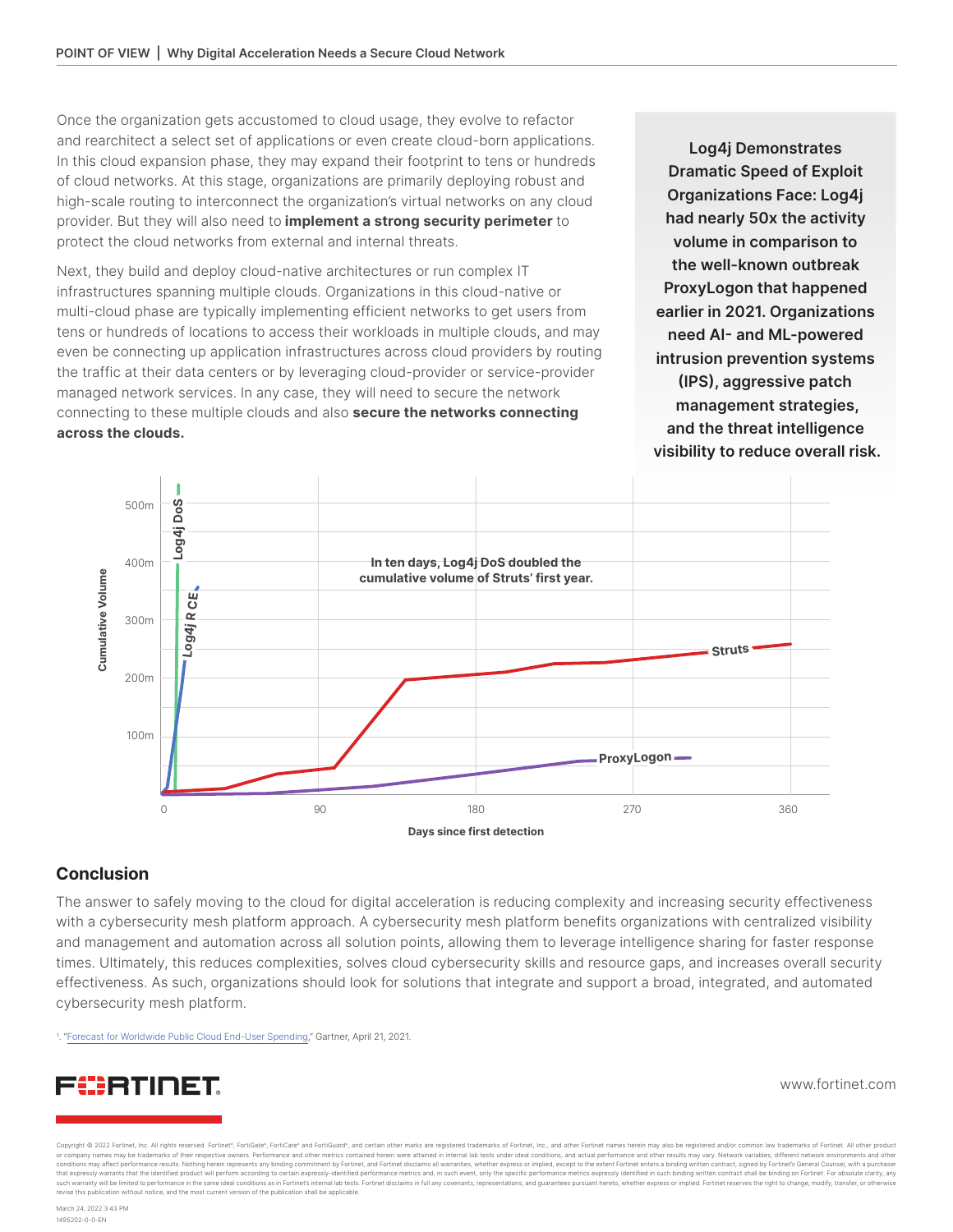Once the organization gets accustomed to cloud usage, they evolve to refactor and rearchitect a select set of applications or even create cloud-born applications. In this cloud expansion phase, they may expand their footprint to tens or hundreds of cloud networks. At this stage, organizations are primarily deploying robust and high-scale routing to interconnect the organization's virtual networks on any cloud provider. But they will also need to **implement a strong security perimeter** to protect the cloud networks from external and internal threats.

Next, they build and deploy cloud-native architectures or run complex IT infrastructures spanning multiple clouds. Organizations in this cloud-native or multi-cloud phase are typically implementing efficient networks to get users from tens or hundreds of locations to access their workloads in multiple clouds, and may even be connecting up application infrastructures across cloud providers by routing the traffic at their data centers or by leveraging cloud-provider or service-provider managed network services. In any case, they will need to secure the network connecting to these multiple clouds and also **secure the networks connecting across the clouds.**

**Log4j Demonstrates Dramatic Speed of Exploit Organizations Face: Log4j had nearly 50x the activity volume in comparison to the well-known outbreak ProxyLogon that happened earlier in 2021. Organizations need AI- and ML-powered intrusion prevention systems (IPS), aggressive patch management strategies, and the threat intelligence visibility to reduce overall risk.**

Cumulative Volume

500m
400m
300m
200m
100m

Log4j DoS
Log4j R CE
Struts
ProxyLogon

In ten days, Log4j DoS doubled the cumulative volume of Struts' first year.

0
90
180
270
360

Days since first detection

## Conclusion

The answer to safely moving to the cloud for digital acceleration is reducing complexity and increasing security effectiveness with a cybersecurity mesh platform approach. A cybersecurity mesh platform benefits organizations with centralized visibility and management and automation across all solution points, allowing them to leverage intelligence sharing for faster response times. Ultimately, this reduces complexities, solves cloud cybersecurity skills and resource gaps, and increases overall security effectiveness. As such, organizations should look for solutions that integrate and support a broad, integrated, and automated cybersecurity mesh platform.

[1] "Forecast for Worldwide Public Cloud End-User Spending," Gartner, April 21, 2021.

www.fortinet.com

Copyright © 2022 Fortinet, Inc. All rights reserved. Fortinet®, FortiGate®, FortiCare® and FortiGuard®, and certain other marks are registered trademarks of Fortinet, Inc., and other Fortinet names herein may also be registered and/or common law trademarks of Fortinet. All other product or company names may be trademarks of their respective owners. Performance and other metrics contained herein were attained in internal lab tests under ideal conditions, and actual performance and other results may vary. Network variables, different network environments and other conditions may affect performance results. Nothing herein represents any binding commitment by Fortinet, and Fortinet disclaims all warranties, whether express or implied, except to the extent Fortinet enters a binding written contract, signed by Fortinet's General Counsel, with a purchaser that expressly warrants that the identified product will perform according to certain expressly-identified performance metrics and, in such event, only the specific performance metrics expressly identified in such binding written contract shall be binding on Fortinet. For absolute clarity, any such warranty will be limited to performance in the same ideal conditions as in Fortinet's internal lab tests. Fortinet disclaims in full any covenants, representations, and guarantees pursuant hereto, whether express or implied. Fortinet reserves the right to change, modify, transfer, or otherwise revise this publication without notice, and the most current version of the publication shall be applicable.

March 24, 2022 3:43 PM
1495202-0-0-EN